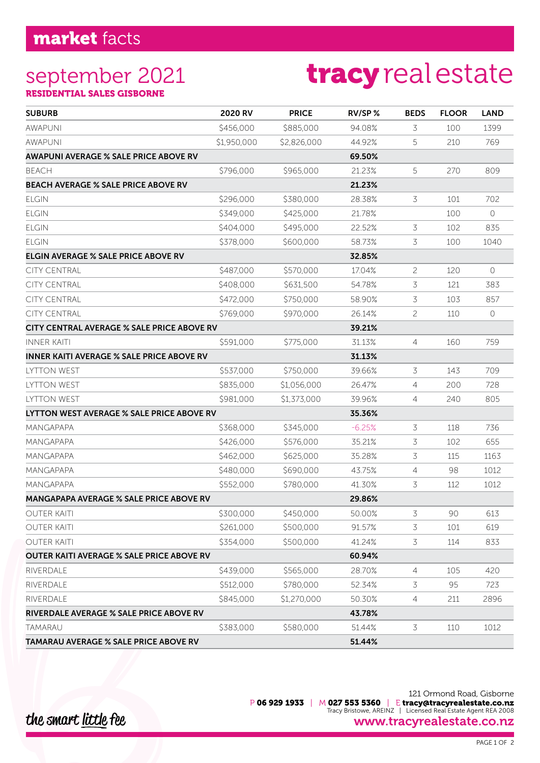# **market** facts

## september 2021

**RESIDENTIAL SALES GISBORNE**

**tracy** real estate

| SUBURB | 2020 RV | PRICE | RV/SP % | BEDS | FLOOR | LAND |
|---|---|---|---|---|---|---|
| AWAPUNI | $456,000 | $885,000 | 94.08% | 3 | 100 | 1399 |
| AWAPUNI | $1,950,000 | $2,826,000 | 44.92% | 5 | 210 | 769 |
| **AWAPUNI AVERAGE % SALE PRICE ABOVE RV** | | | **69.50%** | | | |
| BEACH | $796,000 | $965,000 | 21.23% | 5 | 270 | 809 |
| **BEACH AVERAGE % SALE PRICE ABOVE RV** | | | **21.23%** | | | |
| ELGIN | $296,000 | $380,000 | 28.38% | 3 | 101 | 702 |
| ELGIN | $349,000 | $425,000 | 21.78% | | 100 | 0 |
| ELGIN | $404,000 | $495,000 | 22.52% | 3 | 102 | 835 |
| ELGIN | $378,000 | $600,000 | 58.73% | 3 | 100 | 1040 |
| **ELGIN AVERAGE % SALE PRICE ABOVE RV** | | | **32.85%** | | | |
| CITY CENTRAL | $487,000 | $570,000 | 17.04% | 2 | 120 | 0 |
| CITY CENTRAL | $408,000 | $631,500 | 54.78% | 3 | 121 | 383 |
| CITY CENTRAL | $472,000 | $750,000 | 58.90% | 3 | 103 | 857 |
| CITY CENTRAL | $769,000 | $970,000 | 26.14% | 2 | 110 | 0 |
| **CITY CENTRAL AVERAGE % SALE PRICE ABOVE RV** | | | **39.21%** | | | |
| INNER KAITI | $591,000 | $775,000 | 31.13% | 4 | 160 | 759 |
| **INNER KAITI AVERAGE % SALE PRICE ABOVE RV** | | | **31.13%** | | | |
| LYTTON WEST | $537,000 | $750,000 | 39.66% | 3 | 143 | 709 |
| LYTTON WEST | $835,000 | $1,056,000 | 26.47% | 4 | 200 | 728 |
| LYTTON WEST | $981,000 | $1,373,000 | 39.96% | 4 | 240 | 805 |
| **LYTTON WEST AVERAGE % SALE PRICE ABOVE RV** | | | **35.36%** | | | |
| MANGAPAPA | $368,000 | $345,000 | -6.25% | 3 | 118 | 736 |
| MANGAPAPA | $426,000 | $576,000 | 35.21% | 3 | 102 | 655 |
| MANGAPAPA | $462,000 | $625,000 | 35.28% | 3 | 115 | 1163 |
| MANGAPAPA | $480,000 | $690,000 | 43.75% | 4 | 98 | 1012 |
| MANGAPAPA | $552,000 | $780,000 | 41.30% | 3 | 112 | 1012 |
| **MANGAPAPA AVERAGE % SALE PRICE ABOVE RV** | | | **29.86%** | | | |
| OUTER KAITI | $300,000 | $450,000 | 50.00% | 3 | 90 | 613 |
| OUTER KAITI | $261,000 | $500,000 | 91.57% | 3 | 101 | 619 |
| OUTER KAITI | $354,000 | $500,000 | 41.24% | 3 | 114 | 833 |
| **OUTER KAITI AVERAGE % SALE PRICE ABOVE RV** | | | **60.94%** | | | |
| RIVERDALE | $439,000 | $565,000 | 28.70% | 4 | 105 | 420 |
| RIVERDALE | $512,000 | $780,000 | 52.34% | 3 | 95 | 723 |
| RIVERDALE | $845,000 | $1,270,000 | 50.30% | 4 | 211 | 2896 |
| **RIVERDALE AVERAGE % SALE PRICE ABOVE RV** | | | **43.78%** | | | |
| TAMARAU | $383,000 | $580,000 | 51.44% | 3 | 110 | 1012 |
| **TAMARAU AVERAGE % SALE PRICE ABOVE RV** | | | **51.44%** | | | |

*the smart little fee*

121 Ormond Road, Gisborne

P **06 929 1933** | M **027 553 5360** | E **tracy@tracyrealestate.co.nz**

Tracy Bristowe, AREINZ | Licensed Real Estate Agent REA 2008

**www.tracyrealestate.co.nz**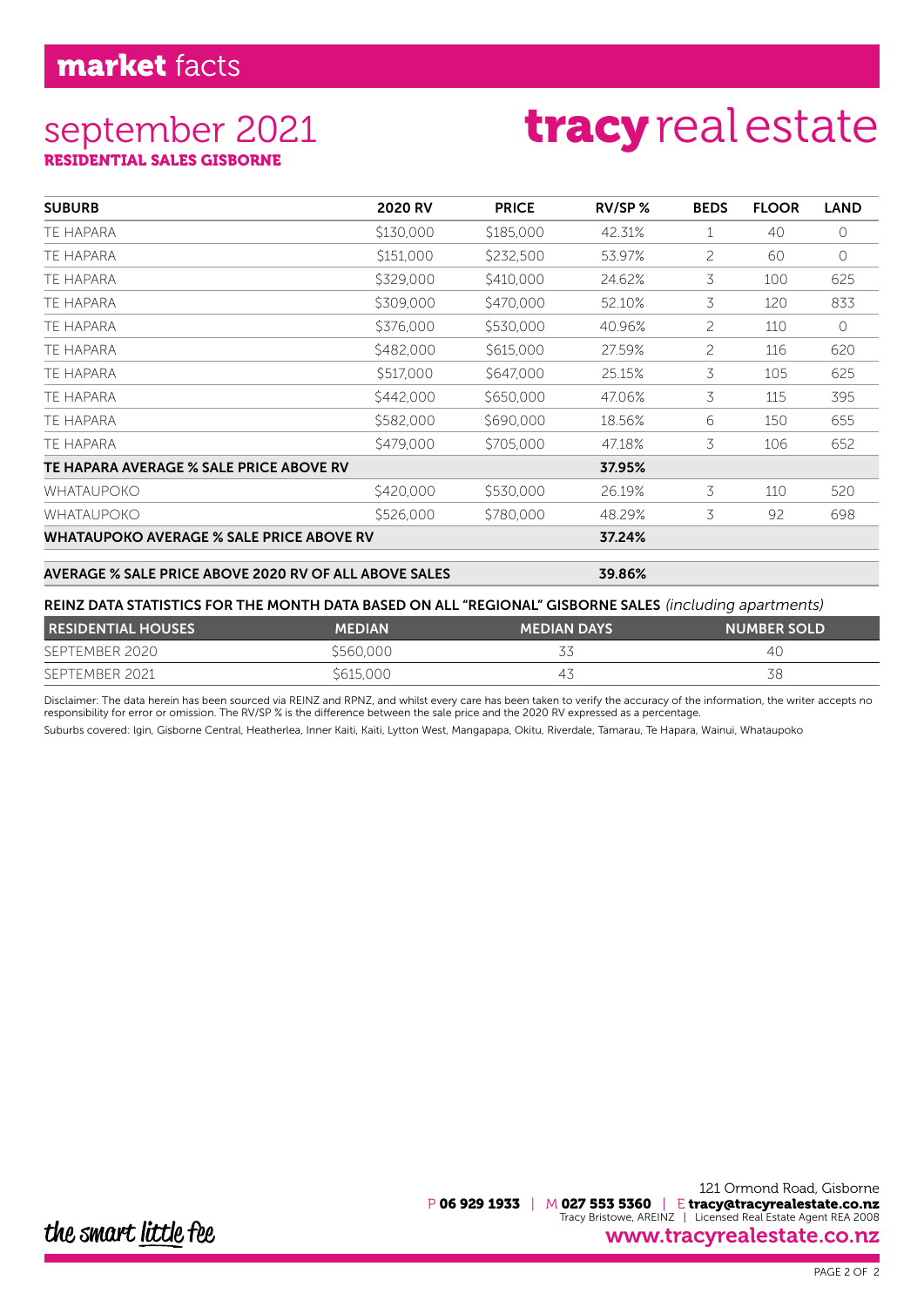# market facts

## september 2021

**RESIDENTIAL SALES GISBORNE**

# tracy real estate

| SUBURB | 2020 RV | PRICE | RV/SP % | BEDS | FLOOR | LAND |
|---|---|---|---|---|---|---|
| TE HAPARA | $130,000 | $185,000 | 42.31% | 1 | 40 | 0 |
| TE HAPARA | $151,000 | $232,500 | 53.97% | 2 | 60 | 0 |
| TE HAPARA | $329,000 | $410,000 | 24.62% | 3 | 100 | 625 |
| TE HAPARA | $309,000 | $470,000 | 52.10% | 3 | 120 | 833 |
| TE HAPARA | $376,000 | $530,000 | 40.96% | 2 | 110 | 0 |
| TE HAPARA | $482,000 | $615,000 | 27.59% | 2 | 116 | 620 |
| TE HAPARA | $517,000 | $647,000 | 25.15% | 3 | 105 | 625 |
| TE HAPARA | $442,000 | $650,000 | 47.06% | 3 | 115 | 395 |
| TE HAPARA | $582,000 | $690,000 | 18.56% | 6 | 150 | 655 |
| TE HAPARA | $479,000 | $705,000 | 47.18% | 3 | 106 | 652 |
| **TE HAPARA AVERAGE % SALE PRICE ABOVE RV** | | | **37.95%** | | | |
| WHATAUPOKO | $420,000 | $530,000 | 26.19% | 3 | 110 | 520 |
| WHATAUPOKO | $526,000 | $780,000 | 48.29% | 3 | 92 | 698 |
| **WHATAUPOKO AVERAGE % SALE PRICE ABOVE RV** | | | **37.24%** | | | |
| **AVERAGE % SALE PRICE ABOVE 2020 RV OF ALL ABOVE SALES** | | | **39.86%** | | | |

**REINZ DATA STATISTICS FOR THE MONTH DATA BASED ON ALL "REGIONAL" GISBORNE SALES** *(including apartments)*

| RESIDENTIAL HOUSES | MEDIAN | MEDIAN DAYS | NUMBER SOLD |
|---|---|---|---|
| SEPTEMBER 2020 | $560,000 | 33 | 40 |
| SEPTEMBER 2021 | $615,000 | 43 | 38 |

Disclaimer: The data herein has been sourced via REINZ and RPNZ, and whilst every care has been taken to verify the accuracy of the information, the writer accepts no responsibility for error or omission. The RV/SP % is the difference between the sale price and the 2020 RV expressed as a percentage.

Suburbs covered: Igin, Gisborne Central, Heatherlea, Inner Kaiti, Kaiti, Lytton West, Mangapapa, Okitu, Riverdale, Tamarau, Te Hapara, Wainui, Whataupoko

the smart little fee

121 Ormond Road, Gisborne

P **06 929 1933** | M **027 553 5360** | E **tracy@tracyrealestate.co.nz**

Tracy Bristowe, AREINZ | Licensed Real Estate Agent REA 2008

**www.tracyrealestate.co.nz**